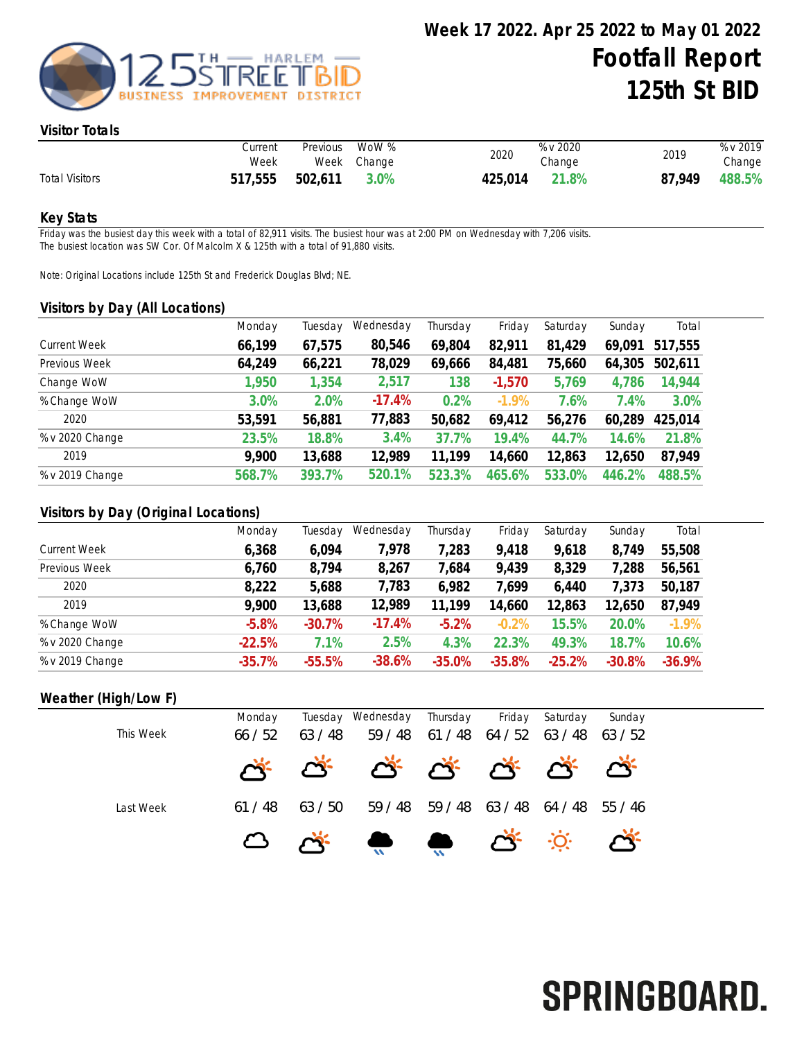# Week 17 2022. Apr 25 2022 to May 01 2022

# Footfall Report 125th St BID

## Visitor Totals

| | Current Week | Previous Week | WoW % Change | 2020 | % v 2020 Change | 2019 | % v 2019 Change |
|---|---|---|---|---|---|---|---|
| Total Visitors | 517,555 | 502,611 | 3.0% | 425,014 | 21.8% | 87,949 | 488.5% |

## Key Stats

Friday was the busiest day this week with a total of 82,911 visits. The busiest hour was at 2:00 PM on Wednesday with 7,206 visits.
The busiest location was SW Cor. Of Malcolm X & 125th with a total of 91,880 visits.

Note: Original Locations include 125th St and Frederick Douglas Blvd; NE.

## Visitors by Day (All Locations)

| | Monday | Tuesday | Wednesday | Thursday | Friday | Saturday | Sunday | Total |
|---|---|---|---|---|---|---|---|---|
| Current Week | 66,199 | 67,575 | 80,546 | 69,804 | 82,911 | 81,429 | 69,091 | 517,555 |
| Previous Week | 64,249 | 66,221 | 78,029 | 69,666 | 84,481 | 75,660 | 64,305 | 502,611 |
| Change WoW | 1,950 | 1,354 | 2,517 | 138 | -1,570 | 5,769 | 4,786 | 14,944 |
| % Change WoW | 3.0% | 2.0% | -17.4% | 0.2% | -1.9% | 7.6% | 7.4% | 3.0% |
| 2020 | 53,591 | 56,881 | 77,883 | 50,682 | 69,412 | 56,276 | 60,289 | 425,014 |
| % v 2020 Change | 23.5% | 18.8% | 3.4% | 37.7% | 19.4% | 44.7% | 14.6% | 21.8% |
| 2019 | 9,900 | 13,688 | 12,989 | 11,199 | 14,660 | 12,863 | 12,650 | 87,949 |
| % v 2019 Change | 568.7% | 393.7% | 520.1% | 523.3% | 465.6% | 533.0% | 446.2% | 488.5% |

## Visitors by Day (Original Locations)

| | Monday | Tuesday | Wednesday | Thursday | Friday | Saturday | Sunday | Total |
|---|---|---|---|---|---|---|---|---|
| Current Week | 6,368 | 6,094 | 7,978 | 7,283 | 9,418 | 9,618 | 8,749 | 55,508 |
| Previous Week | 6,760 | 8,794 | 8,267 | 7,684 | 9,439 | 8,329 | 7,288 | 56,561 |
| 2020 | 8,222 | 5,688 | 7,783 | 6,982 | 7,699 | 6,440 | 7,373 | 50,187 |
| 2019 | 9,900 | 13,688 | 12,989 | 11,199 | 14,660 | 12,863 | 12,650 | 87,949 |
| % Change WoW | -5.8% | -30.7% | -17.4% | -5.2% | -0.2% | 15.5% | 20.0% | -1.9% |
| % v 2020 Change | -22.5% | 7.1% | 2.5% | 4.3% | 22.3% | 49.3% | 18.7% | 10.6% |
| % v 2019 Change | -35.7% | -55.5% | -38.6% | -35.0% | -35.8% | -25.2% | -30.8% | -36.9% |

## Weather (High/Low F)

| | Monday | Tuesday | Wednesday | Thursday | Friday | Saturday | Sunday |
|---|---|---|---|---|---|---|---|
| This Week | 66 / 52 | 63 / 48 | 59 / 48 | 61 / 48 | 64 / 52 | 63 / 48 | 63 / 52 |
| Last Week | 61 / 48 | 63 / 50 | 59 / 48 | 59 / 48 | 63 / 48 | 64 / 48 | 55 / 46 |

SPRINGBOARD.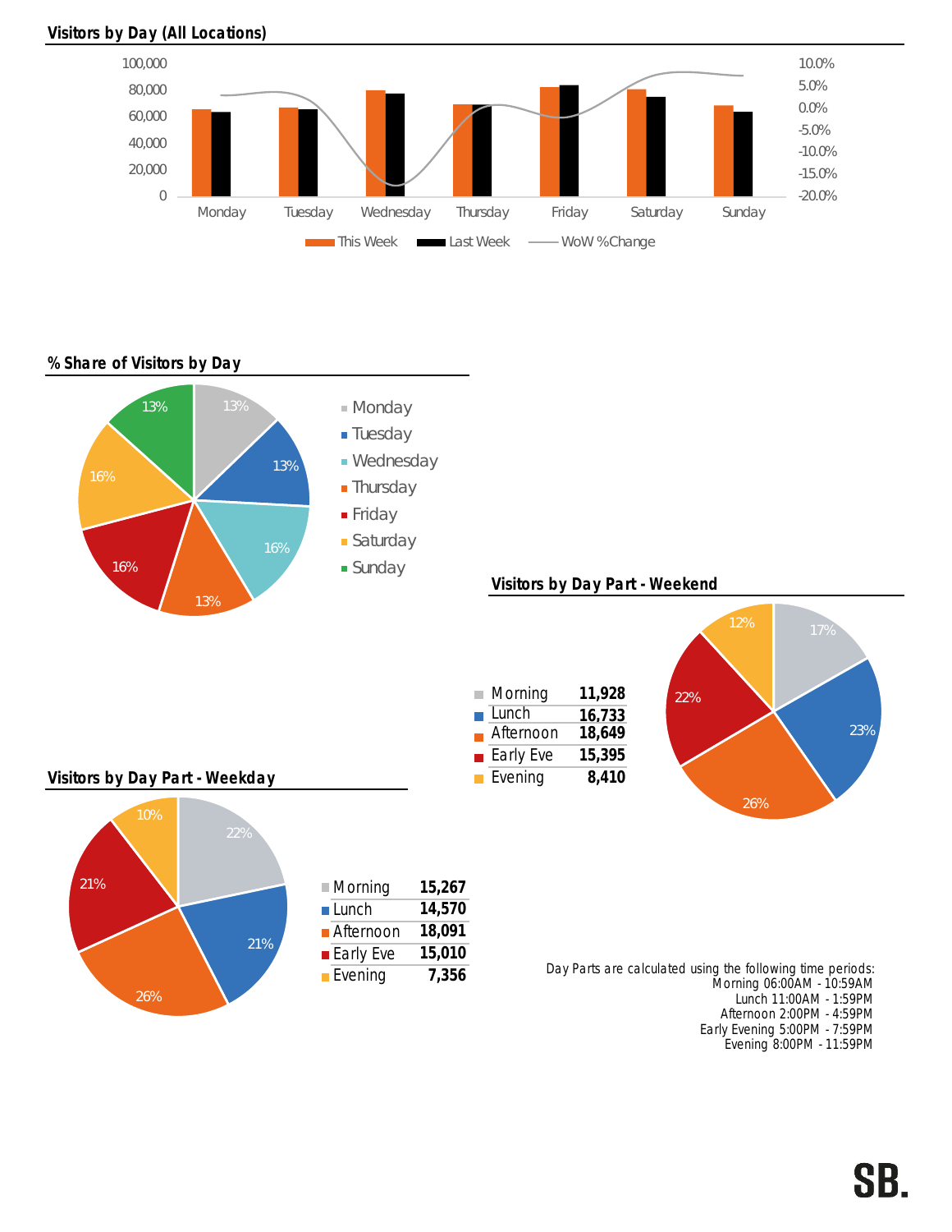## Visitors by Day (All Locations)

## % Share of Visitors by Day

| Day | Share |
|---|---|
| Monday | 13% |
| Tuesday | 13% |
| Wednesday | 16% |
| Thursday | 13% |
| Friday | 16% |
| Saturday | 16% |
| Sunday | 13% |

## Visitors by Day Part - Weekend

| Day Part | Visitors |
|---|---|
| Morning | 11,928 |
| Lunch | 16,733 |
| Afternoon | 18,649 |
| Early Eve | 15,395 |
| Evening | 8,410 |

## Visitors by Day Part - Weekday

| Day Part | Visitors |
|---|---|
| Morning | 15,267 |
| Lunch | 14,570 |
| Afternoon | 18,091 |
| Early Eve | 15,010 |
| Evening | 7,356 |

Day Parts are calculated using the following time periods:
Morning 06:00AM - 10:59AM
Lunch 11:00AM - 1:59PM
Afternoon 2:00PM - 4:59PM
Early Evening 5:00PM - 7:59PM
Evening 8:00PM - 11:59PM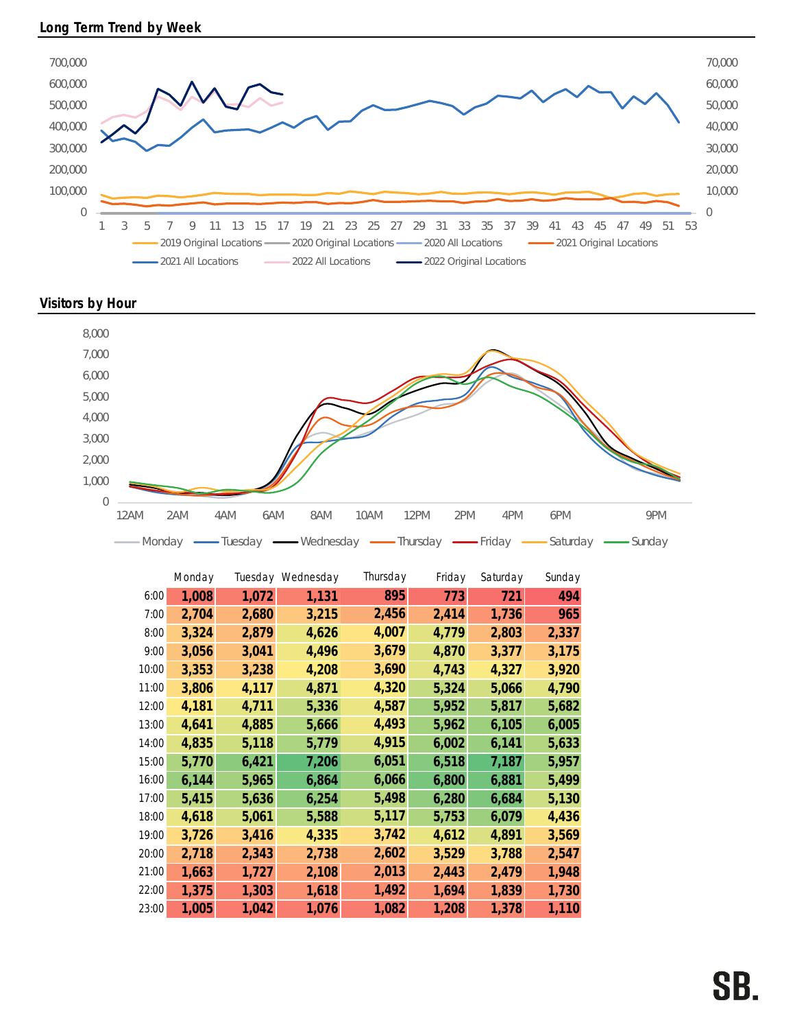## Long Term Trend by Week

700,000 / 600,000 / 500,000 / 400,000 / 300,000 / 200,000 / 100,000 / 0

70,000 / 60,000 / 50,000 / 40,000 / 30,000 / 20,000 / 10,000 / 0

1 3 5 7 9 11 13 15 17 19 21 23 25 27 29 31 33 35 37 39 41 43 45 47 49 51 53

2019 Original Locations · 2020 Original Locations · 2020 All Locations · 2021 Original Locations · 2021 All Locations · 2022 All Locations · 2022 Original Locations

## Visitors by Hour

8,000 / 7,000 / 6,000 / 5,000 / 4,000 / 3,000 / 2,000 / 1,000 / 0

12AM 2AM 4AM 6AM 8AM 10AM 12PM 2PM 4PM 6PM 9PM

Monday · Tuesday · Wednesday · Thursday · Friday · Saturday · Sunday

| | Monday | Tuesday | Wednesday | Thursday | Friday | Saturday | Sunday |
|---|---|---|---|---|---|---|---|
| 6:00 | 1,008 | 1,072 | 1,131 | 895 | 773 | 721 | 494 |
| 7:00 | 2,704 | 2,680 | 3,215 | 2,456 | 2,414 | 1,736 | 965 |
| 8:00 | 3,324 | 2,879 | 4,626 | 4,007 | 4,779 | 2,803 | 2,337 |
| 9:00 | 3,056 | 3,041 | 4,496 | 3,679 | 4,870 | 3,377 | 3,175 |
| 10:00 | 3,353 | 3,238 | 4,208 | 3,690 | 4,743 | 4,327 | 3,920 |
| 11:00 | 3,806 | 4,117 | 4,871 | 4,320 | 5,324 | 5,066 | 4,790 |
| 12:00 | 4,181 | 4,711 | 5,336 | 4,587 | 5,952 | 5,817 | 5,682 |
| 13:00 | 4,641 | 4,885 | 5,666 | 4,493 | 5,962 | 6,105 | 6,005 |
| 14:00 | 4,835 | 5,118 | 5,779 | 4,915 | 6,002 | 6,141 | 5,633 |
| 15:00 | 5,770 | 6,421 | 7,206 | 6,051 | 6,518 | 7,187 | 5,957 |
| 16:00 | 6,144 | 5,965 | 6,864 | 6,066 | 6,800 | 6,881 | 5,499 |
| 17:00 | 5,415 | 5,636 | 6,254 | 5,498 | 6,280 | 6,684 | 5,130 |
| 18:00 | 4,618 | 5,061 | 5,588 | 5,117 | 5,753 | 6,079 | 4,436 |
| 19:00 | 3,726 | 3,416 | 4,335 | 3,742 | 4,612 | 4,891 | 3,569 |
| 20:00 | 2,718 | 2,343 | 2,738 | 2,602 | 3,529 | 3,788 | 2,547 |
| 21:00 | 1,663 | 1,727 | 2,108 | 2,013 | 2,443 | 2,479 | 1,948 |
| 22:00 | 1,375 | 1,303 | 1,618 | 1,492 | 1,694 | 1,839 | 1,730 |
| 23:00 | 1,005 | 1,042 | 1,076 | 1,082 | 1,208 | 1,378 | 1,110 |

SB.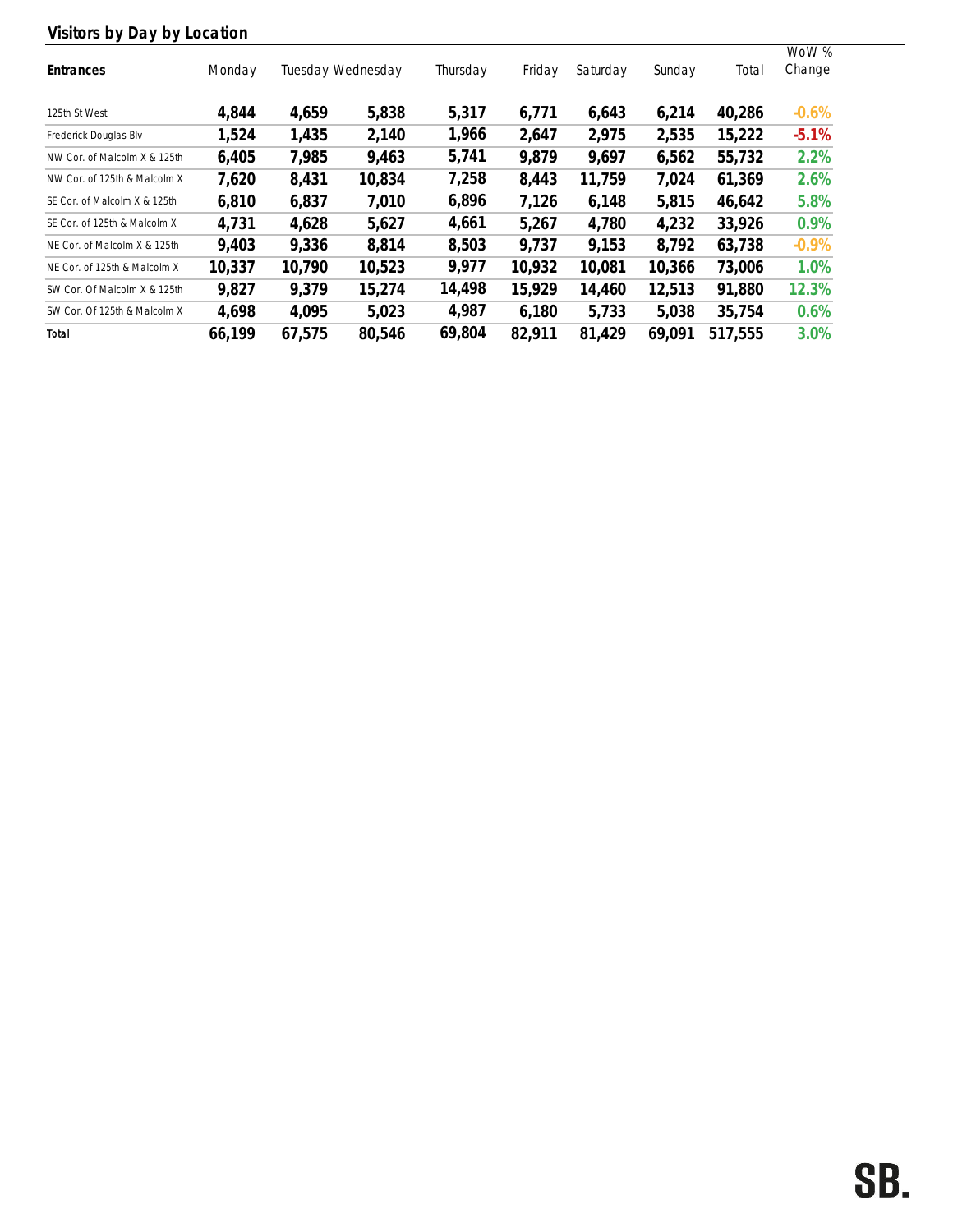## Visitors by Day by Location

| Entrances | Monday | Tuesday | Wednesday | Thursday | Friday | Saturday | Sunday | Total | WoW % Change |
|---|---|---|---|---|---|---|---|---|---|
| 125th St West | 4,844 | 4,659 | 5,838 | 5,317 | 6,771 | 6,643 | 6,214 | 40,286 | -0.6% |
| Frederick Douglas Blv | 1,524 | 1,435 | 2,140 | 1,966 | 2,647 | 2,975 | 2,535 | 15,222 | -5.1% |
| NW Cor. of Malcolm X & 125th | 6,405 | 7,985 | 9,463 | 5,741 | 9,879 | 9,697 | 6,562 | 55,732 | 2.2% |
| NW Cor. of 125th & Malcolm X | 7,620 | 8,431 | 10,834 | 7,258 | 8,443 | 11,759 | 7,024 | 61,369 | 2.6% |
| SE Cor. of Malcolm X & 125th | 6,810 | 6,837 | 7,010 | 6,896 | 7,126 | 6,148 | 5,815 | 46,642 | 5.8% |
| SE Cor. of 125th & Malcolm X | 4,731 | 4,628 | 5,627 | 4,661 | 5,267 | 4,780 | 4,232 | 33,926 | 0.9% |
| NE Cor. of Malcolm X & 125th | 9,403 | 9,336 | 8,814 | 8,503 | 9,737 | 9,153 | 8,792 | 63,738 | -0.9% |
| NE Cor. of 125th & Malcolm X | 10,337 | 10,790 | 10,523 | 9,977 | 10,932 | 10,081 | 10,366 | 73,006 | 1.0% |
| SW Cor. Of Malcolm X & 125th | 9,827 | 9,379 | 15,274 | 14,498 | 15,929 | 14,460 | 12,513 | 91,880 | 12.3% |
| SW Cor. Of 125th & Malcolm X | 4,698 | 4,095 | 5,023 | 4,987 | 6,180 | 5,733 | 5,038 | 35,754 | 0.6% |
| Total | 66,199 | 67,575 | 80,546 | 69,804 | 82,911 | 81,429 | 69,091 | 517,555 | 3.0% |